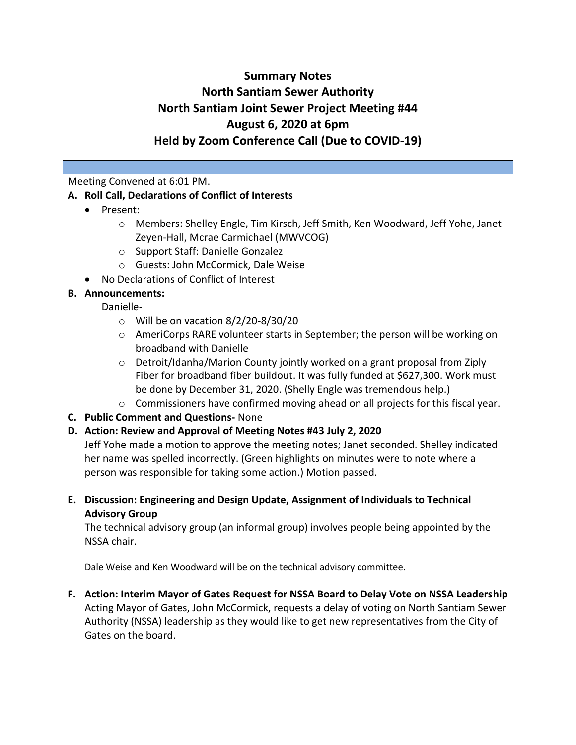# Summary Notes
# North Santiam Sewer Authority
# North Santiam Joint Sewer Project Meeting #44
# August 6, 2020 at 6pm
# Held by Zoom Conference Call (Due to COVID-19)

Meeting Convened at 6:01 PM.

**A. Roll Call, Declarations of Conflict of Interests**

- Present:
  - Members: Shelley Engle, Tim Kirsch, Jeff Smith, Ken Woodward, Jeff Yohe, Janet Zeyen-Hall, Mcrae Carmichael (MWVCOG)
  - Support Staff: Danielle Gonzalez
  - Guests: John McCormick, Dale Weise
- No Declarations of Conflict of Interest

**B. Announcements:**

Danielle-

- Will be on vacation 8/2/20-8/30/20
- AmeriCorps RARE volunteer starts in September; the person will be working on broadband with Danielle
- Detroit/Idanha/Marion County jointly worked on a grant proposal from Ziply Fiber for broadband fiber buildout. It was fully funded at $627,300. Work must be done by December 31, 2020. (Shelly Engle was tremendous help.)
- Commissioners have confirmed moving ahead on all projects for this fiscal year.

**C. Public Comment and Questions-** None

**D. Action: Review and Approval of Meeting Notes #43 July 2, 2020**

Jeff Yohe made a motion to approve the meeting notes; Janet seconded. Shelley indicated her name was spelled incorrectly. (Green highlights on minutes were to note where a person was responsible for taking some action.) Motion passed.

**E. Discussion: Engineering and Design Update, Assignment of Individuals to Technical Advisory Group**

The technical advisory group (an informal group) involves people being appointed by the NSSA chair.

Dale Weise and Ken Woodward will be on the technical advisory committee.

**F. Action: Interim Mayor of Gates Request for NSSA Board to Delay Vote on NSSA Leadership**

Acting Mayor of Gates, John McCormick, requests a delay of voting on North Santiam Sewer Authority (NSSA) leadership as they would like to get new representatives from the City of Gates on the board.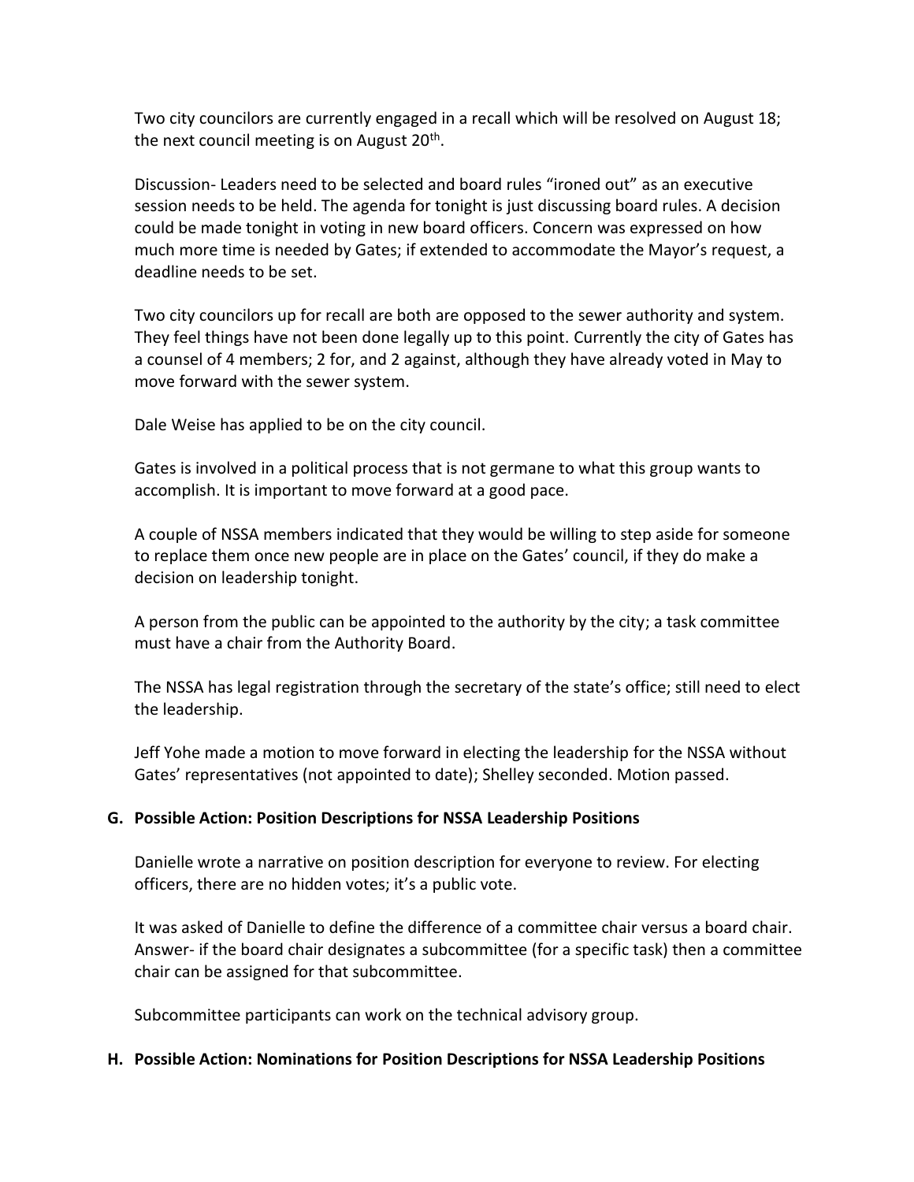Two city councilors are currently engaged in a recall which will be resolved on August 18; the next council meeting is on August 20th.

Discussion- Leaders need to be selected and board rules "ironed out" as an executive session needs to be held. The agenda for tonight is just discussing board rules. A decision could be made tonight in voting in new board officers. Concern was expressed on how much more time is needed by Gates; if extended to accommodate the Mayor's request, a deadline needs to be set.

Two city councilors up for recall are both are opposed to the sewer authority and system. They feel things have not been done legally up to this point. Currently the city of Gates has a counsel of 4 members; 2 for, and 2 against, although they have already voted in May to move forward with the sewer system.

Dale Weise has applied to be on the city council.

Gates is involved in a political process that is not germane to what this group wants to accomplish. It is important to move forward at a good pace.

A couple of NSSA members indicated that they would be willing to step aside for someone to replace them once new people are in place on the Gates' council, if they do make a decision on leadership tonight.

A person from the public can be appointed to the authority by the city; a task committee must have a chair from the Authority Board.

The NSSA has legal registration through the secretary of the state's office; still need to elect the leadership.

Jeff Yohe made a motion to move forward in electing the leadership for the NSSA without Gates' representatives (not appointed to date); Shelley seconded. Motion passed.

**G. Possible Action: Position Descriptions for NSSA Leadership Positions**

Danielle wrote a narrative on position description for everyone to review. For electing officers, there are no hidden votes; it's a public vote.

It was asked of Danielle to define the difference of a committee chair versus a board chair. Answer- if the board chair designates a subcommittee (for a specific task) then a committee chair can be assigned for that subcommittee.

Subcommittee participants can work on the technical advisory group.

**H. Possible Action: Nominations for Position Descriptions for NSSA Leadership Positions**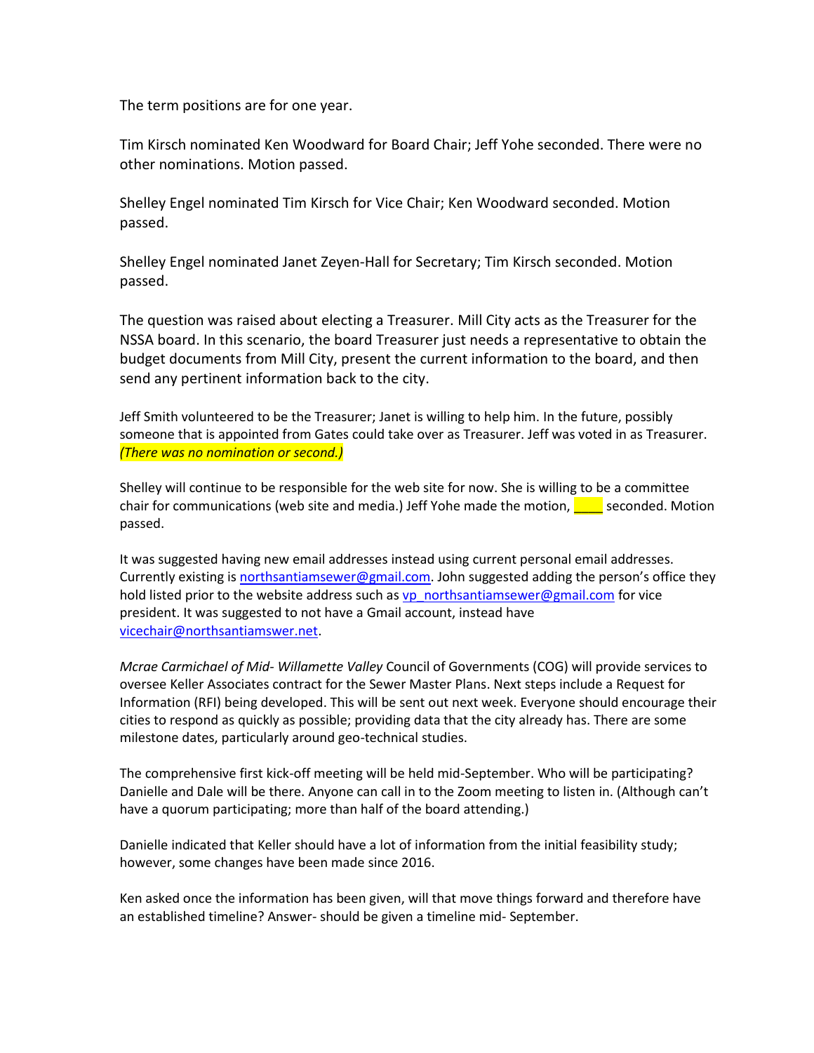The term positions are for one year.

Tim Kirsch nominated Ken Woodward for Board Chair; Jeff Yohe seconded. There were no other nominations. Motion passed.

Shelley Engel nominated Tim Kirsch for Vice Chair; Ken Woodward seconded. Motion passed.

Shelley Engel nominated Janet Zeyen-Hall for Secretary; Tim Kirsch seconded. Motion passed.

The question was raised about electing a Treasurer. Mill City acts as the Treasurer for the NSSA board. In this scenario, the board Treasurer just needs a representative to obtain the budget documents from Mill City, present the current information to the board, and then send any pertinent information back to the city.

Jeff Smith volunteered to be the Treasurer; Janet is willing to help him. In the future, possibly someone that is appointed from Gates could take over as Treasurer. Jeff was voted in as Treasurer. *(There was no nomination or second.)*

Shelley will continue to be responsible for the web site for now. She is willing to be a committee chair for communications (web site and media.) Jeff Yohe made the motion, ____ seconded. Motion passed.

It was suggested having new email addresses instead using current personal email addresses. Currently existing is northsantiamsewer@gmail.com. John suggested adding the person's office they hold listed prior to the website address such as vp_northsantiamsewer@gmail.com for vice president. It was suggested to not have a Gmail account, instead have vicechair@northsantiamswer.net.

*Mcrae Carmichael of Mid- Willamette Valley* Council of Governments (COG) will provide services to oversee Keller Associates contract for the Sewer Master Plans. Next steps include a Request for Information (RFI) being developed. This will be sent out next week. Everyone should encourage their cities to respond as quickly as possible; providing data that the city already has. There are some milestone dates, particularly around geo-technical studies.

The comprehensive first kick-off meeting will be held mid-September. Who will be participating? Danielle and Dale will be there. Anyone can call in to the Zoom meeting to listen in. (Although can't have a quorum participating; more than half of the board attending.)

Danielle indicated that Keller should have a lot of information from the initial feasibility study; however, some changes have been made since 2016.

Ken asked once the information has been given, will that move things forward and therefore have an established timeline? Answer- should be given a timeline mid- September.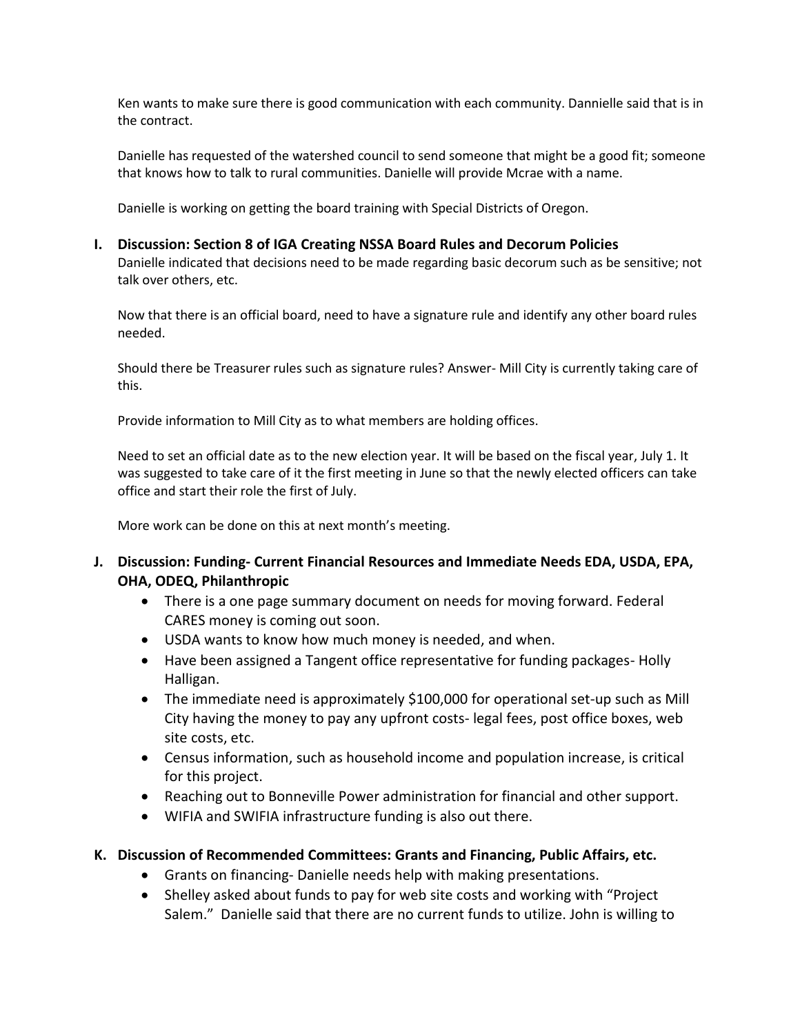Ken wants to make sure there is good communication with each community. Dannielle said that is in the contract.

Danielle has requested of the watershed council to send someone that might be a good fit; someone that knows how to talk to rural communities. Danielle will provide Mcrae with a name.

Danielle is working on getting the board training with Special Districts of Oregon.

**I. Discussion: Section 8 of IGA Creating NSSA Board Rules and Decorum Policies**

Danielle indicated that decisions need to be made regarding basic decorum such as be sensitive; not talk over others, etc.

Now that there is an official board, need to have a signature rule and identify any other board rules needed.

Should there be Treasurer rules such as signature rules? Answer- Mill City is currently taking care of this.

Provide information to Mill City as to what members are holding offices.

Need to set an official date as to the new election year. It will be based on the fiscal year, July 1. It was suggested to take care of it the first meeting in June so that the newly elected officers can take office and start their role the first of July.

More work can be done on this at next month's meeting.

**J. Discussion: Funding- Current Financial Resources and Immediate Needs EDA, USDA, EPA, OHA, ODEQ, Philanthropic**

- There is a one page summary document on needs for moving forward. Federal CARES money is coming out soon.
- USDA wants to know how much money is needed, and when.
- Have been assigned a Tangent office representative for funding packages- Holly Halligan.
- The immediate need is approximately $100,000 for operational set-up such as Mill City having the money to pay any upfront costs- legal fees, post office boxes, web site costs, etc.
- Census information, such as household income and population increase, is critical for this project.
- Reaching out to Bonneville Power administration for financial and other support.
- WIFIA and SWIFIA infrastructure funding is also out there.

**K. Discussion of Recommended Committees: Grants and Financing, Public Affairs, etc.**

- Grants on financing- Danielle needs help with making presentations.
- Shelley asked about funds to pay for web site costs and working with "Project Salem." Danielle said that there are no current funds to utilize. John is willing to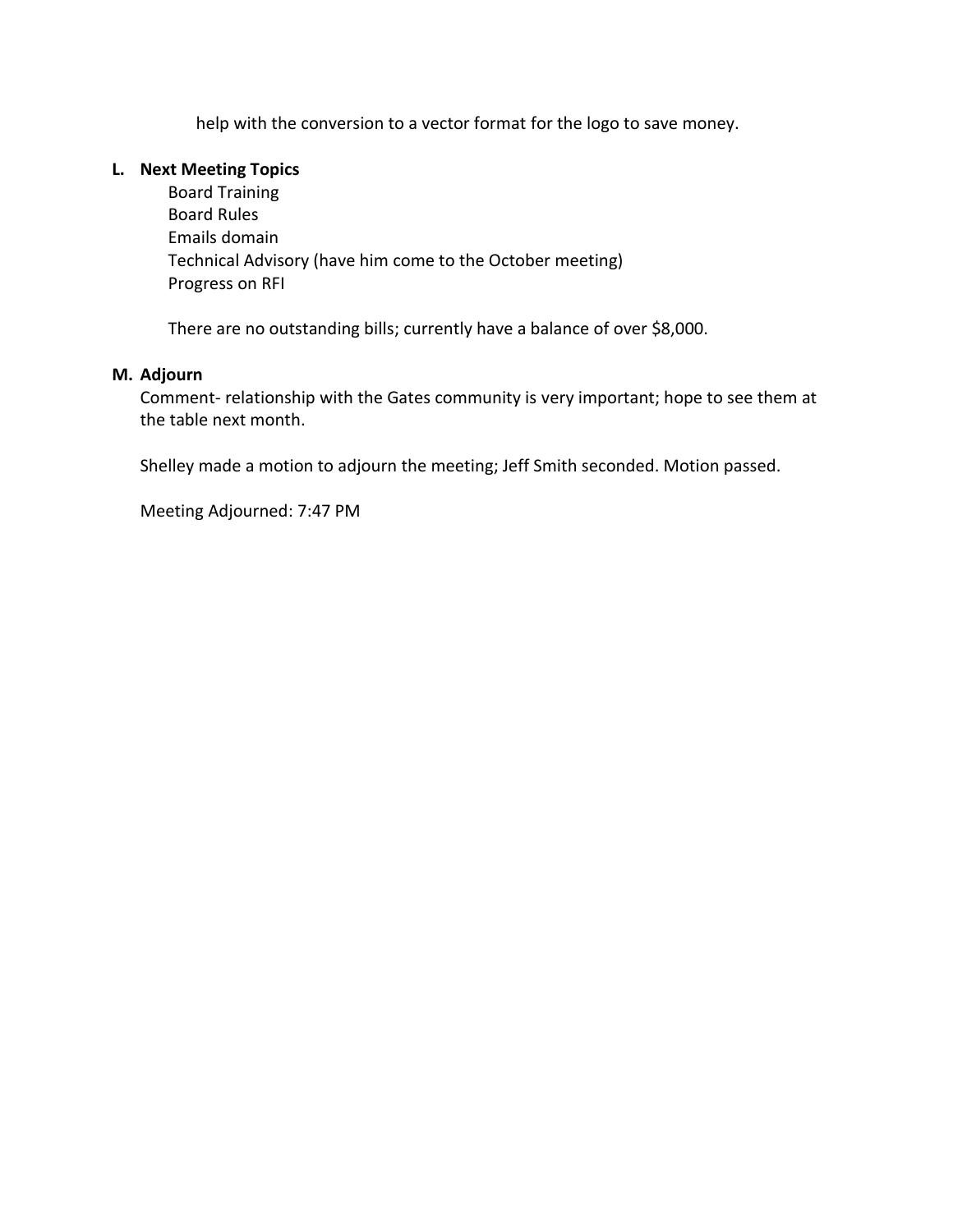help with the conversion to a vector format for the logo to save money.

**L. Next Meeting Topics**

Board Training
Board Rules
Emails domain
Technical Advisory (have him come to the October meeting)
Progress on RFI

There are no outstanding bills; currently have a balance of over $8,000.

**M. Adjourn**

Comment- relationship with the Gates community is very important; hope to see them at the table next month.

Shelley made a motion to adjourn the meeting; Jeff Smith seconded. Motion passed.

Meeting Adjourned: 7:47 PM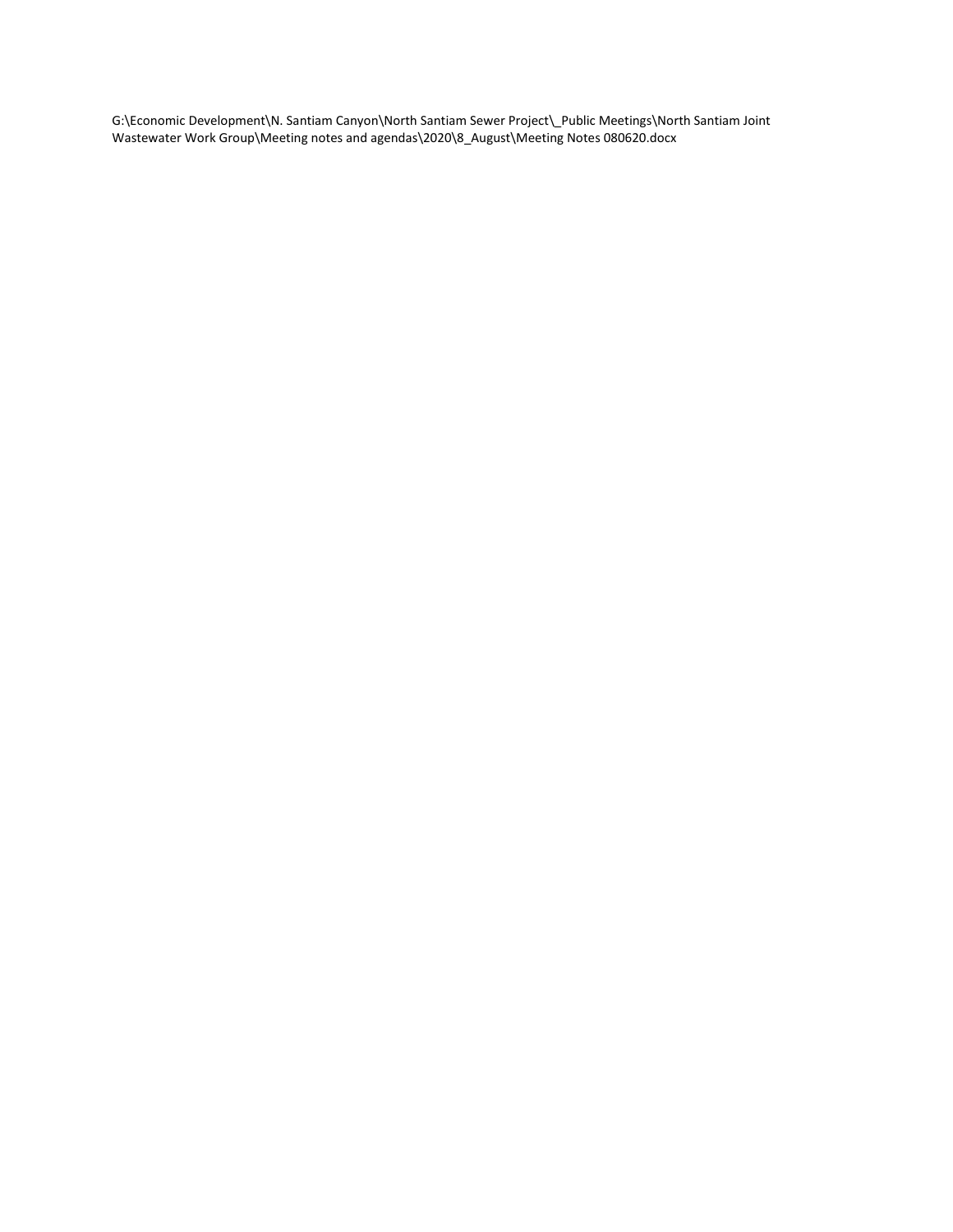G:\Economic Development\N. Santiam Canyon\North Santiam Sewer Project\_Public Meetings\North Santiam Joint Wastewater Work Group\Meeting notes and agendas\2020\8_August\Meeting Notes 080620.docx